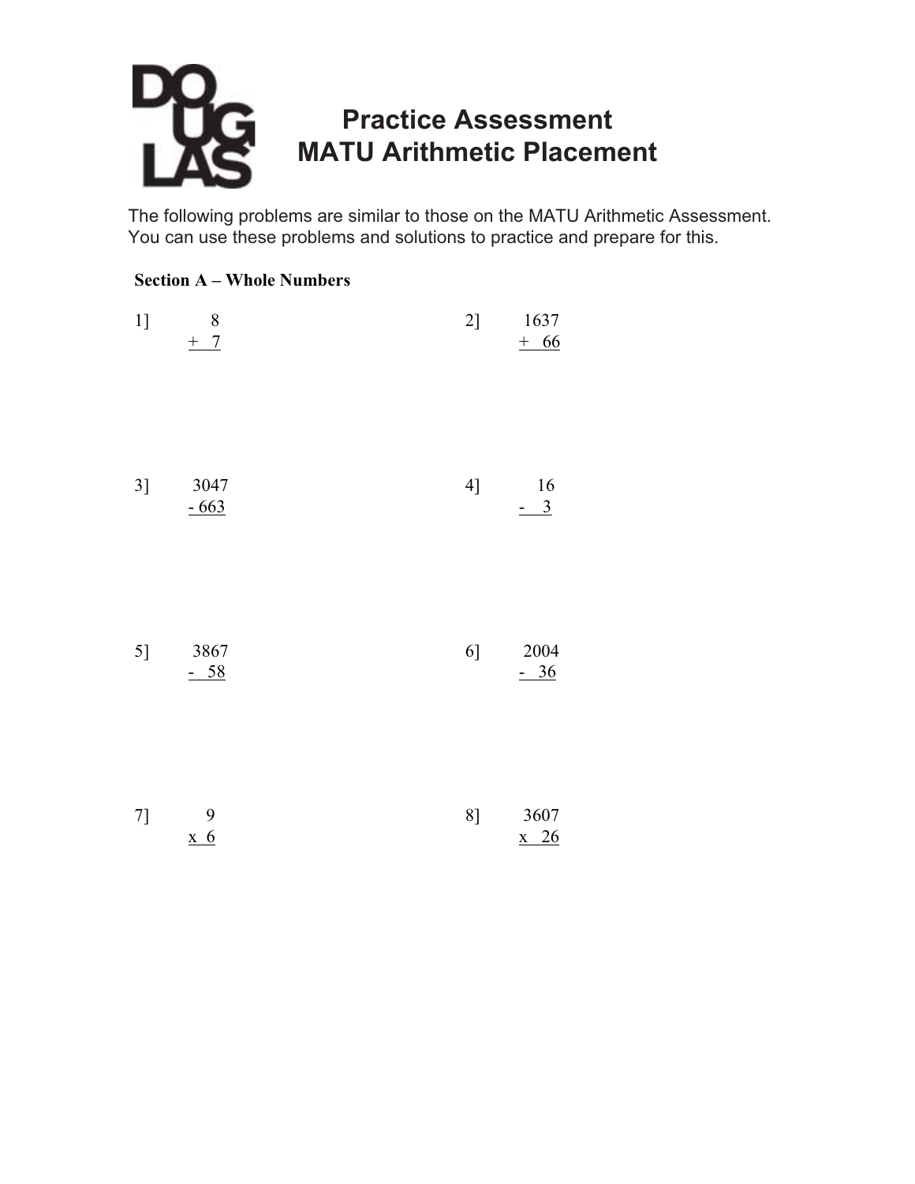# Practice Assessment
# MATU Arithmetic Placement

The following problems are similar to those on the MATU Arithmetic Assessment. You can use these problems and solutions to practice and prepare for this.

**Section A – Whole Numbers**

1]
$$\begin{array}{r} 8 \\ +\ 7 \\ \hline \end{array}$$

2]
$$\begin{array}{r} 1637 \\ +\ 66 \\ \hline \end{array}$$

3]
$$\begin{array}{r} 3047 \\ -\ 663 \\ \hline \end{array}$$

4]
$$\begin{array}{r} 16 \\ -\ 3 \\ \hline \end{array}$$

5]
$$\begin{array}{r} 3867 \\ -\ 58 \\ \hline \end{array}$$

6]
$$\begin{array}{r} 2004 \\ -\ 36 \\ \hline \end{array}$$

7]
$$\begin{array}{r} 9 \\ \times\ 6 \\ \hline \end{array}$$

8]
$$\begin{array}{r} 3607 \\ \times\ 26 \\ \hline \end{array}$$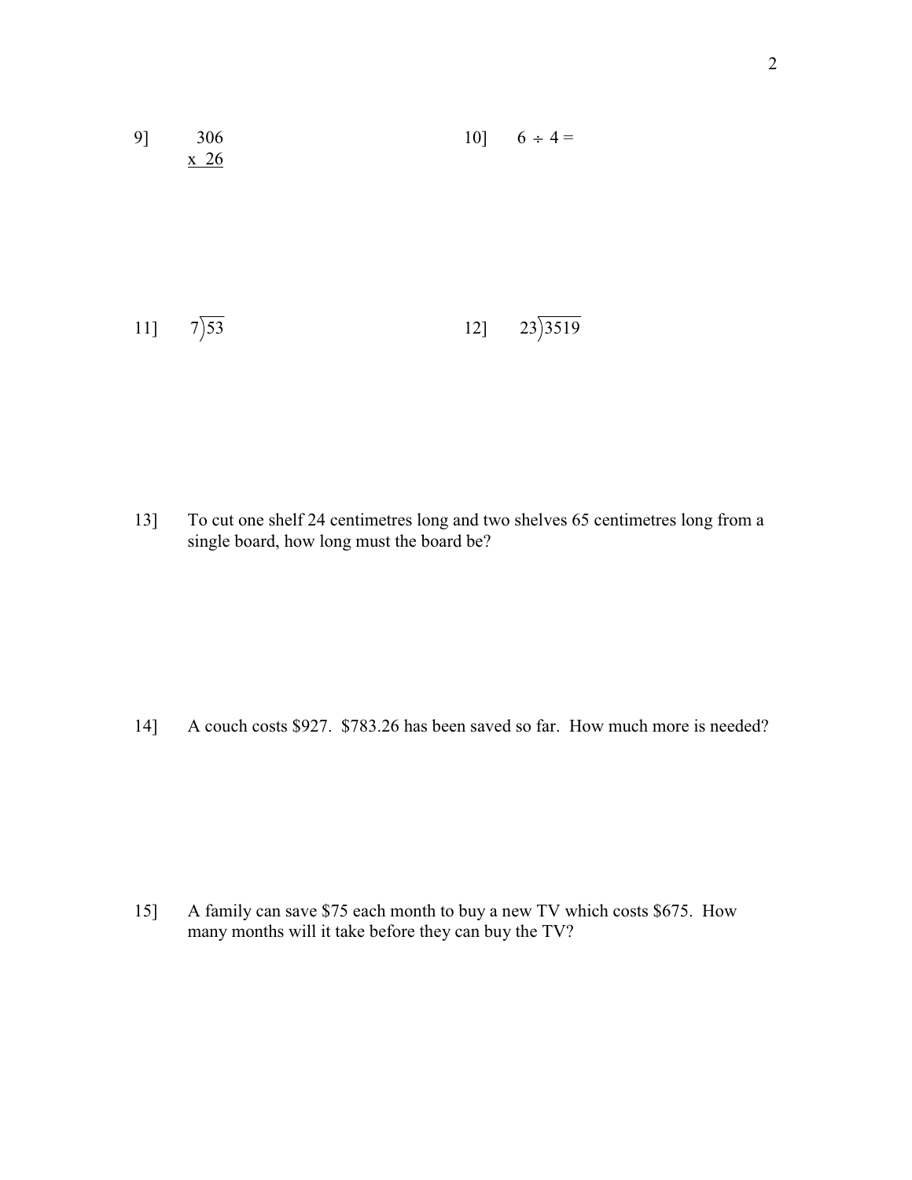9] 
$$\begin{array}{r} 306 \\ \times\ 26 \\ \hline \end{array}$$

10] $6 \div 4 =$

11] $7\overline{)53}$

12] $23\overline{)3519}$

13] To cut one shelf 24 centimetres long and two shelves 65 centimetres long from a single board, how long must the board be?

14] A couch costs $927. $783.26 has been saved so far. How much more is needed?

15] A family can save $75 each month to buy a new TV which costs $675. How many months will it take before they can buy the TV?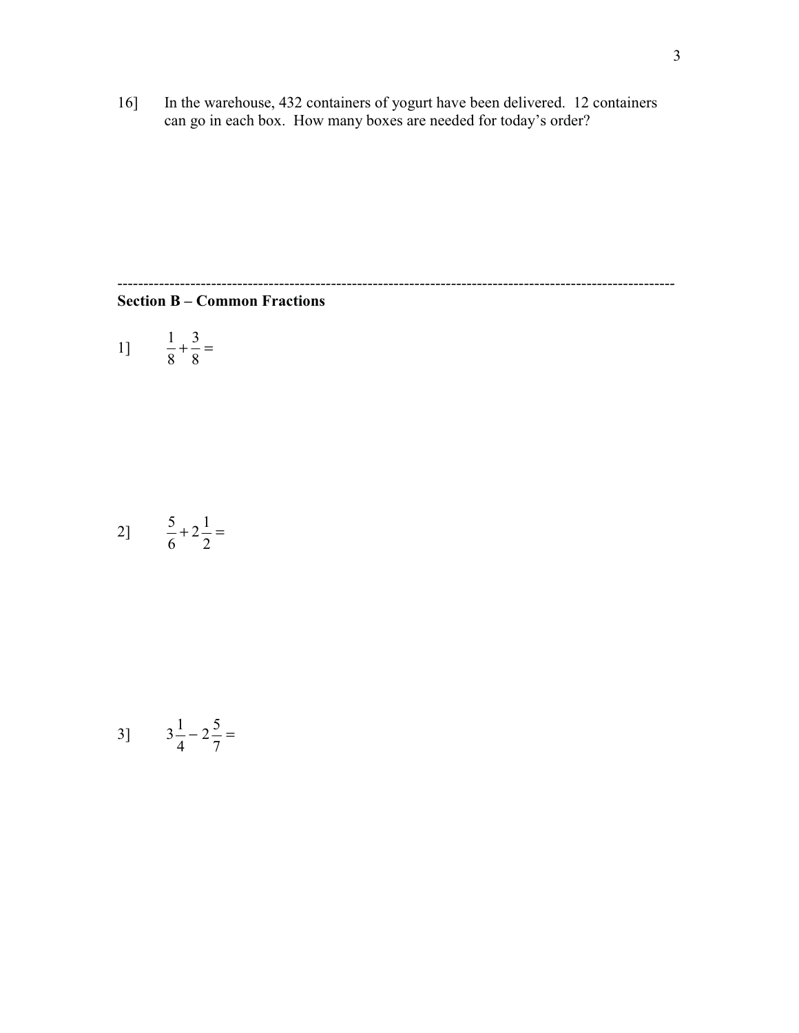16] In the warehouse, 432 containers of yogurt have been delivered. 12 containers can go in each box. How many boxes are needed for today's order?

---

**Section B – Common Fractions**

1] $\frac{1}{8}+\frac{3}{8}=$

2] $\frac{5}{6}+2\frac{1}{2}=$

3] $3\frac{1}{4}-2\frac{5}{7}=$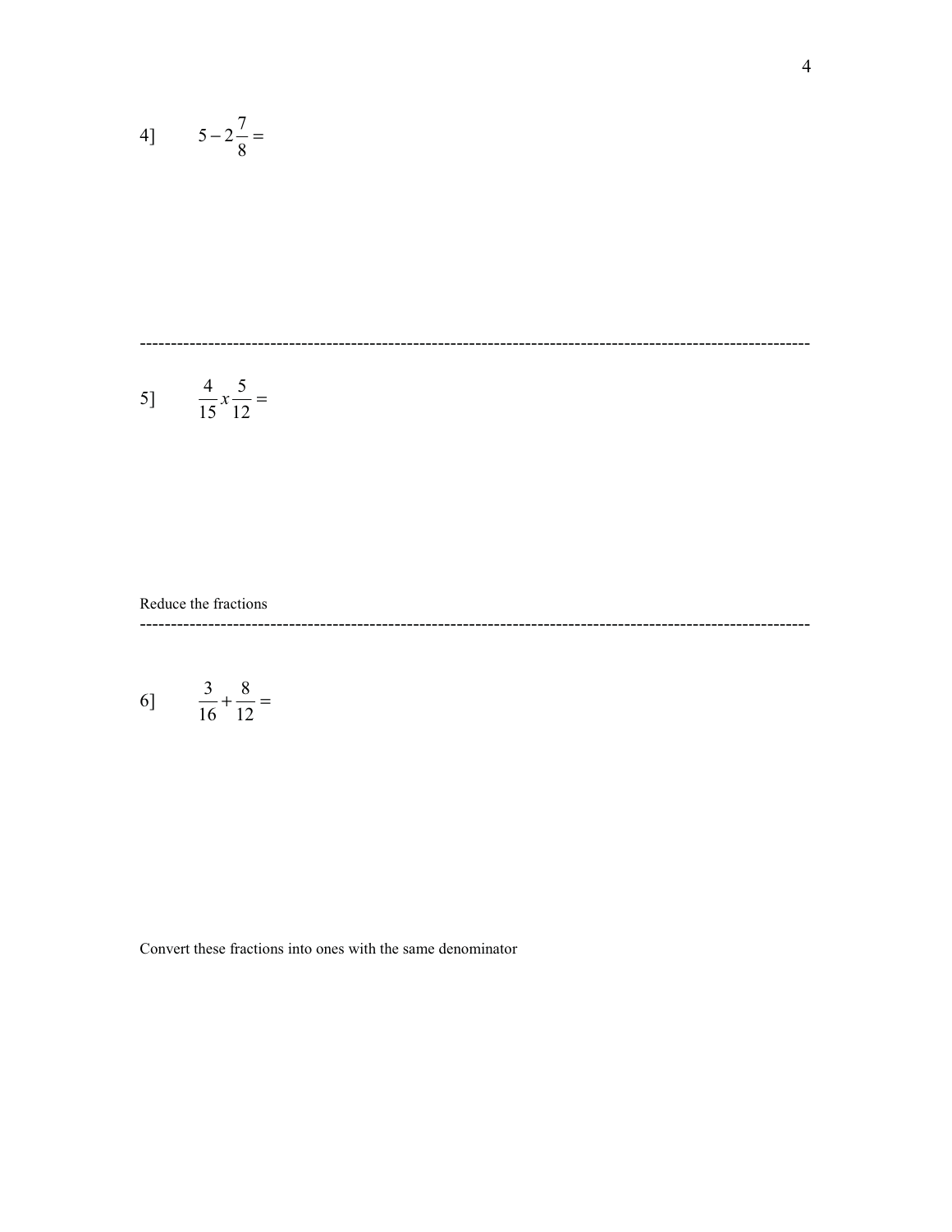4] $5 - 2\frac{7}{8} =$

---

5] $\frac{4}{15} x \frac{5}{12} =$

Reduce the fractions

---

6] $\frac{3}{16} + \frac{8}{12} =$

Convert these fractions into ones with the same denominator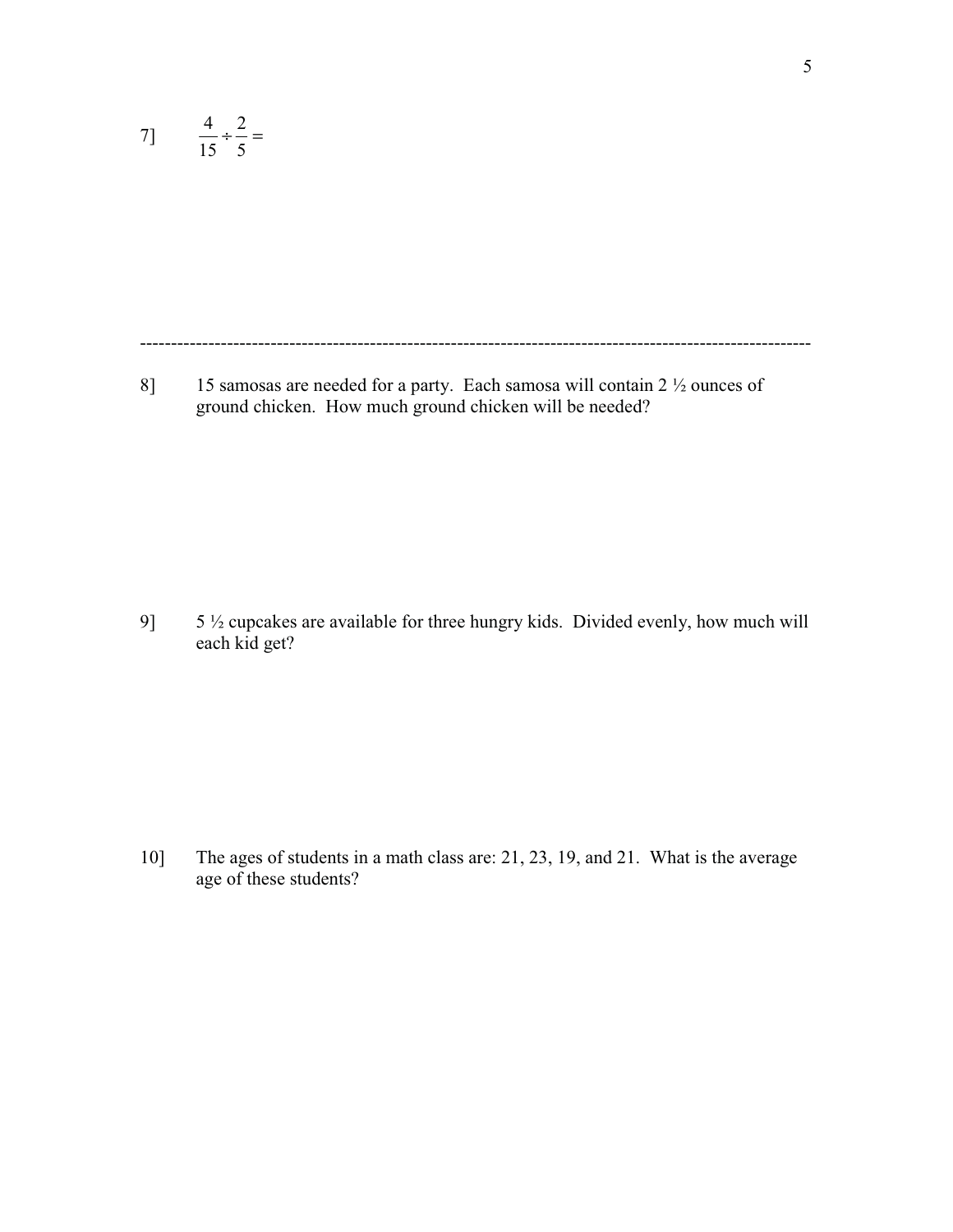7] $\frac{4}{15} \div \frac{2}{5} =$

---

8] 15 samosas are needed for a party. Each samosa will contain 2 ½ ounces of ground chicken. How much ground chicken will be needed?

9] 5 ½ cupcakes are available for three hungry kids. Divided evenly, how much will each kid get?

10] The ages of students in a math class are: 21, 23, 19, and 21. What is the average age of these students?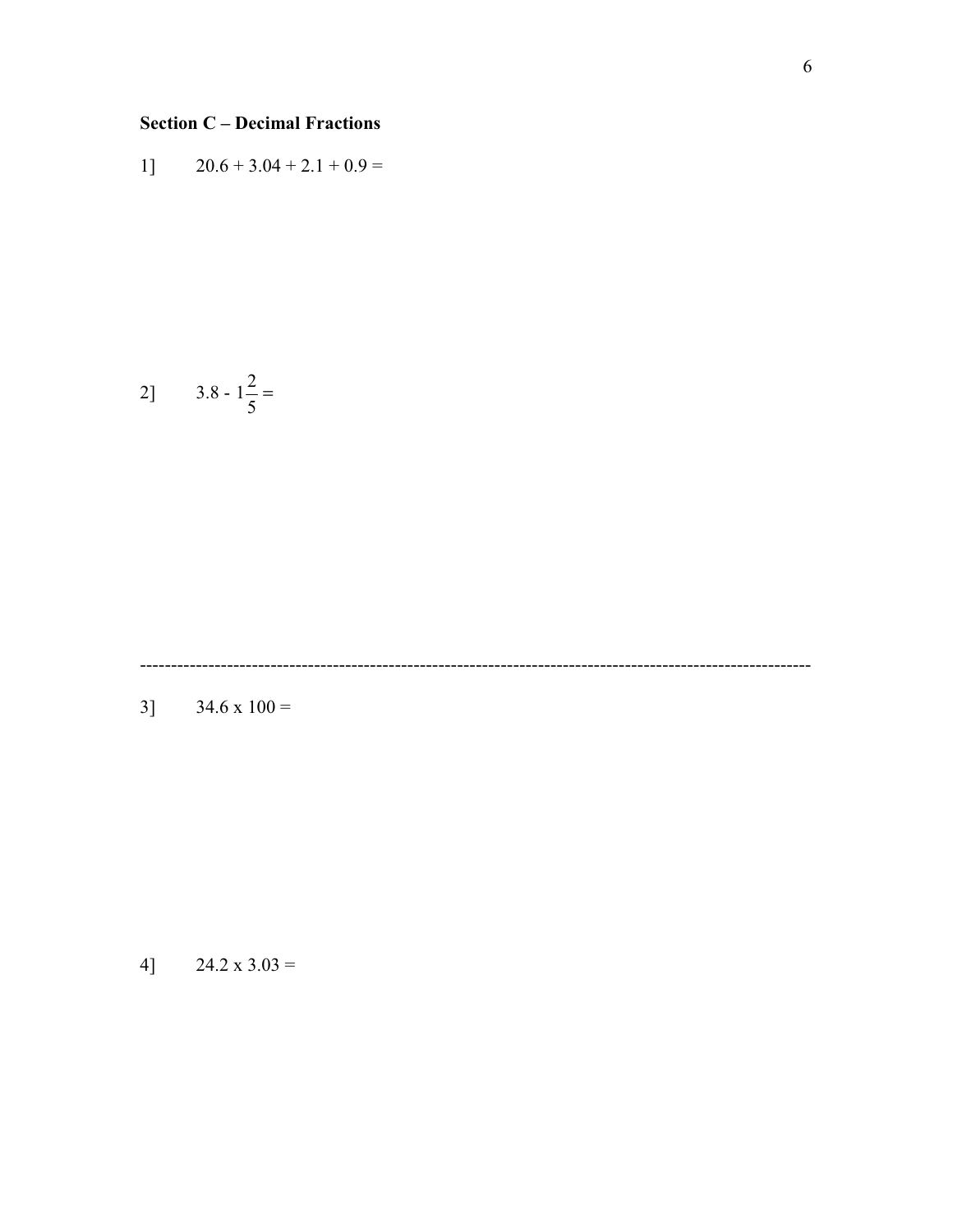**Section C – Decimal Fractions**

1] $20.6 + 3.04 + 2.1 + 0.9 =$

2] $3.8 - 1\frac{2}{5} =$

---

3] $34.6 \times 100 =$

4] $24.2 \times 3.03 =$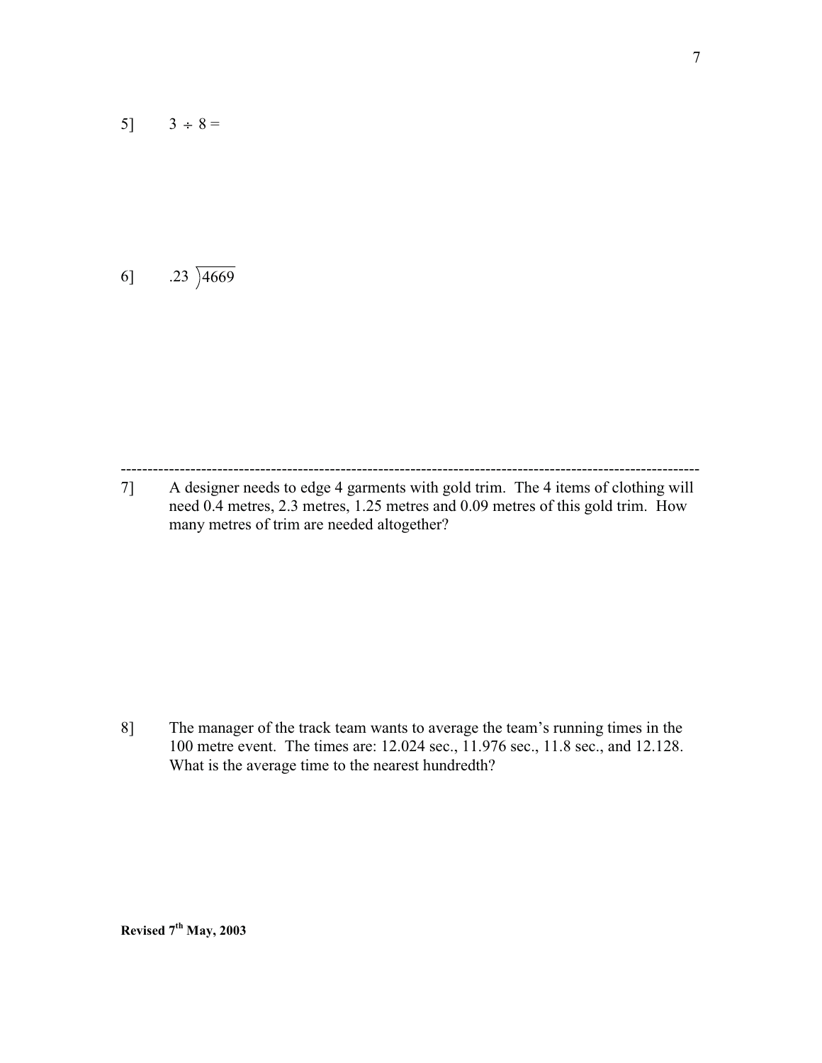5] $3 \div 8 =$

6] $.23\overline{)4669}$

---

7] A designer needs to edge 4 garments with gold trim. The 4 items of clothing will need 0.4 metres, 2.3 metres, 1.25 metres and 0.09 metres of this gold trim. How many metres of trim are needed altogether?

8] The manager of the track team wants to average the team's running times in the 100 metre event. The times are: 12.024 sec., 11.976 sec., 11.8 sec., and 12.128. What is the average time to the nearest hundredth?

**Revised 7th May, 2003**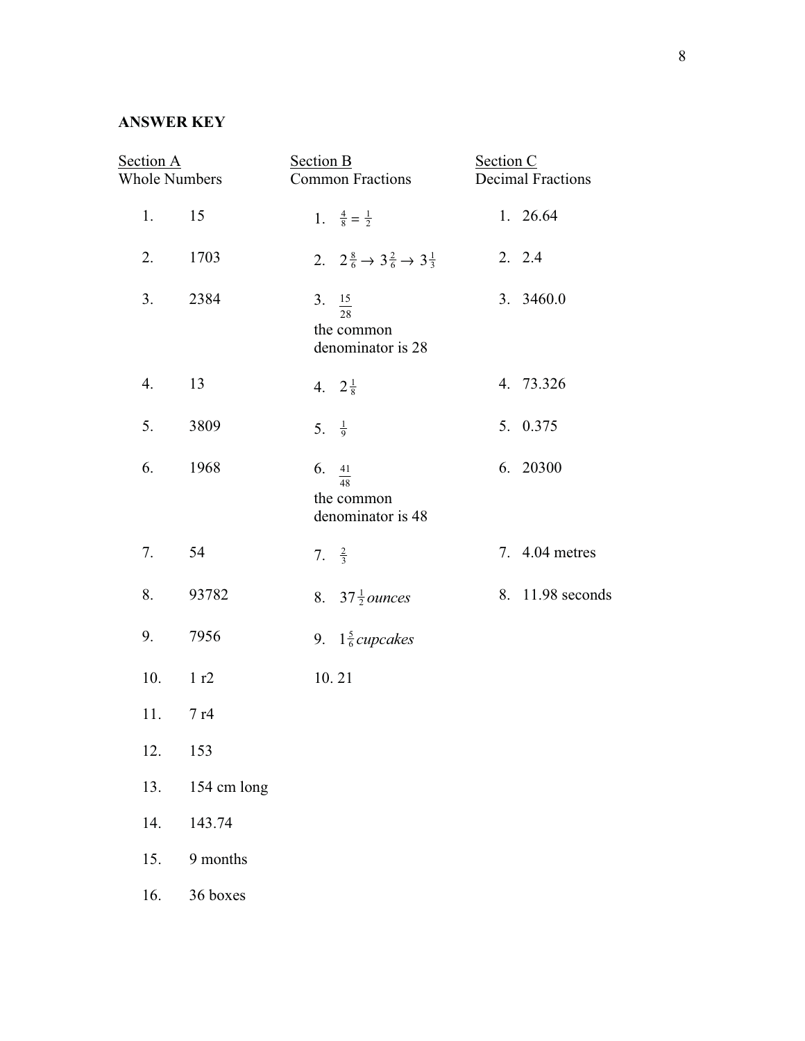**ANSWER KEY**

<u>Section A</u>
Whole Numbers

1. 15
2. 1703
3. 2384
4. 13
5. 3809
6. 1968
7. 54
8. 93782
9. 7956
10. 1 r2
11. 7 r4
12. 153
13. 154 cm long
14. 143.74
15. 9 months
16. 36 boxes

<u>Section B</u>
Common Fractions

1. $\frac{4}{8} = \frac{1}{2}$
2. $2\frac{8}{6} \rightarrow 3\frac{2}{6} \rightarrow 3\frac{1}{3}$
3. $\frac{15}{28}$
   the common denominator is 28
4. $2\frac{1}{8}$
5. $\frac{1}{9}$
6. $\frac{41}{48}$
   the common denominator is 48
7. $\frac{2}{3}$
8. $37\frac{1}{2}$ *ounces*
9. $1\frac{5}{6}$ *cupcakes*
10. 21

<u>Section C</u>
Decimal Fractions

1. 26.64
2. 2.4
3. 3460.0
4. 73.326
5. 0.375
6. 20300
7. 4.04 metres
8. 11.98 seconds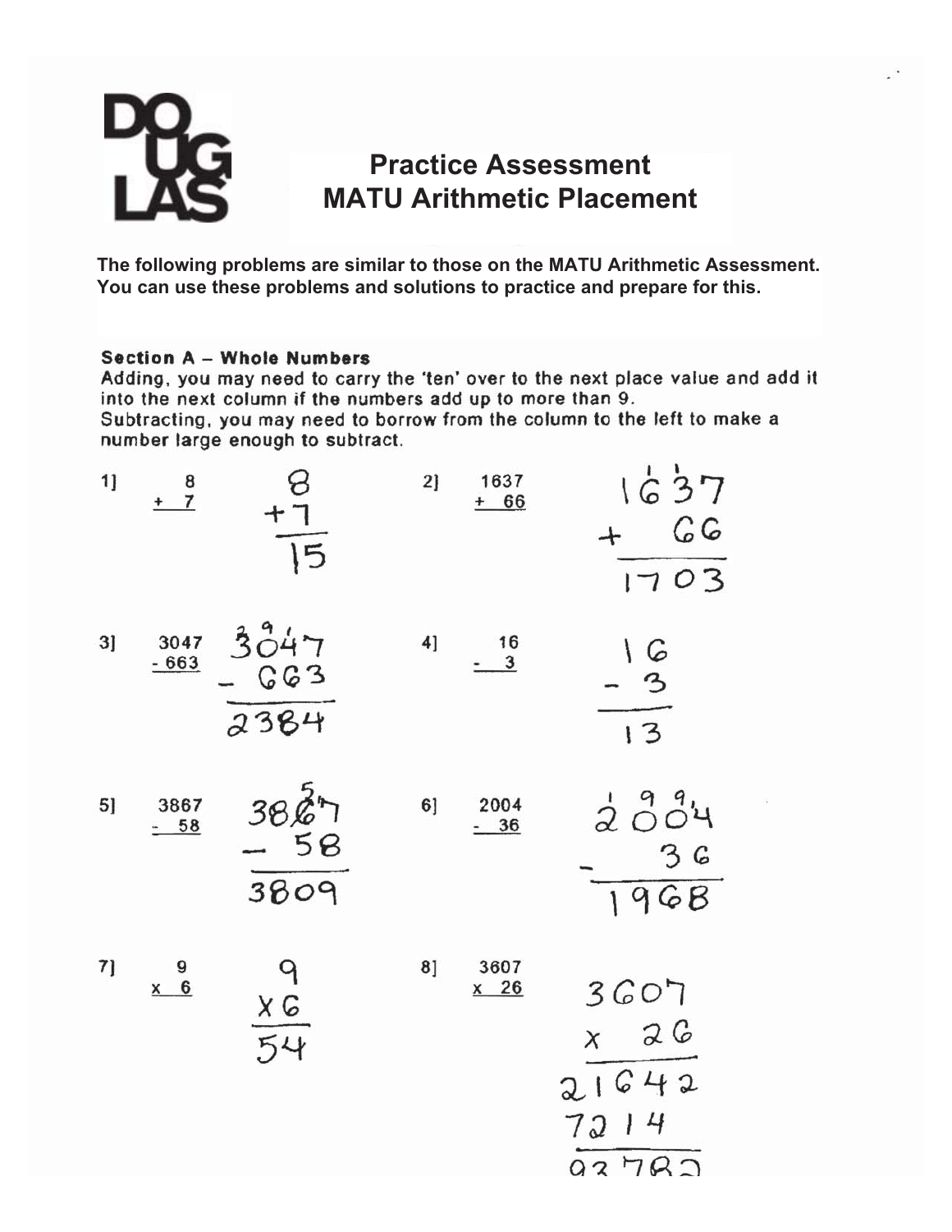# Practice Assessment
# MATU Arithmetic Placement

**The following problems are similar to those on the MATU Arithmetic Assessment. You can use these problems and solutions to practice and prepare for this.**

### Section A – Whole Numbers

Adding, you may need to carry the 'ten' over to the next place value and add it into the next column if the numbers add up to more than 9.
Subtracting, you may need to borrow from the column to the left to make a number large enough to subtract.

1] $8 + 7$

$$8 + 7 = 15$$

2] $1637 + 66$

$$1637 + 66 = 1703$$

3] $3047 - 663$

$$3047 - 663 = 2384$$

4] $16 - 3$

$$16 - 3 = 13$$

5] $3867 - 58$

$$3867 - 58 = 3809$$

6] $2004 - 36$

$$2004 - 36 = 1968$$

7] $9 \times 6$

$$9 \times 6 = 54$$

8] $3607 \times 26$

$$\begin{array}{r} 3607 \\ \times \;\; 26 \\ \hline 21642 \\ 7214\phantom{0} \\ \hline 93782 \end{array}$$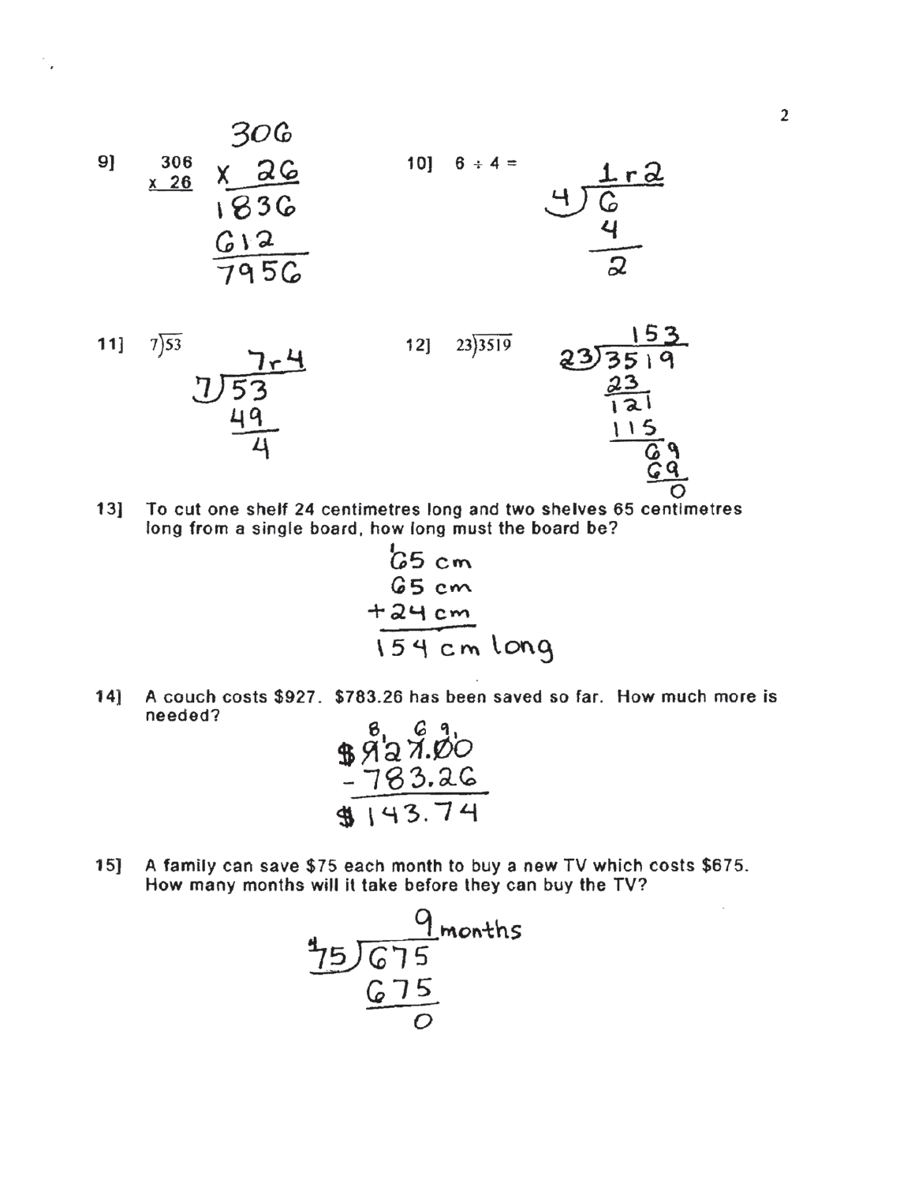9] $\begin{array}{r} 306 \\ \times\ 26 \\ \hline \end{array}$

$$\begin{array}{r} 306 \\ \times\ 26 \\ \hline 1836 \\ 612\phantom{0} \\ \hline 7956 \end{array}$$

10] $6 \div 4 =$

$$4\overline{)6} = 1\text{ r}2$$

$$\begin{array}{r} 6 \\ 4 \\ \hline 2 \end{array}$$

11] $7\overline{)53}$

$$7\overline{)53} = 7\text{ r}4$$

$$\begin{array}{r} 53 \\ 49 \\ \hline 4 \end{array}$$

12] $23\overline{)3519}$

$$23\overline{)3519} = 153$$

$$\begin{array}{r} 3519 \\ 23\phantom{00} \\ \hline 121\phantom{0} \\ 115\phantom{0} \\ \hline 69 \\ 69 \\ \hline 0 \end{array}$$

13] To cut one shelf 24 centimetres long and two shelves 65 centimetres long from a single board, how long must the board be?

$$\begin{array}{r} 65\text{ cm} \\ 65\text{ cm} \\ +24\text{ cm} \\ \hline 154\text{ cm long} \end{array}$$

14] A couch costs $927. $783.26 has been saved so far. How much more is needed?

$$\begin{array}{r} \$927.00 \\ -783.26 \\ \hline \$143.74 \end{array}$$

15] A family can save $75 each month to buy a new TV which costs $675. How many months will it take before they can buy the TV?

$$75\overline{)675} = 9\text{ months}$$

$$\begin{array}{r} 675 \\ 675 \\ \hline 0 \end{array}$$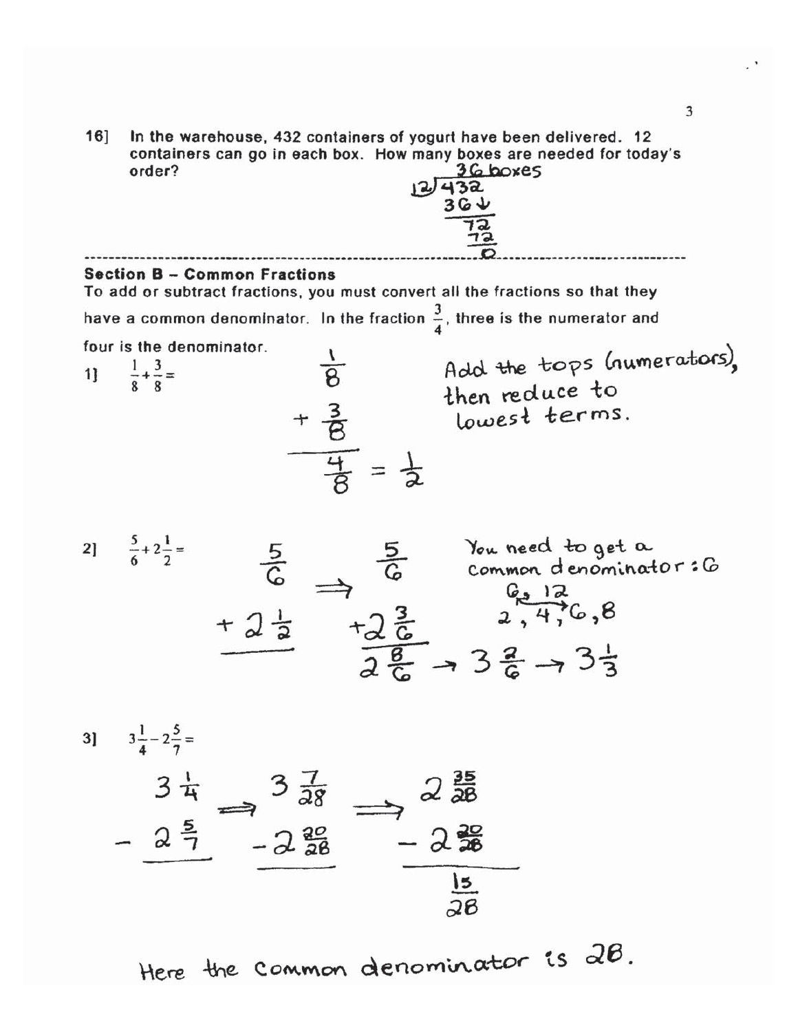16] In the warehouse, 432 containers of yogurt have been delivered. 12 containers can go in each box. How many boxes are needed for today's order?

```
      36 boxes
12 ) 432
     36↓
      72
      72
       0
```

---

## Section B – Common Fractions

To add or subtract fractions, you must convert all the fractions so that they have a common denominator. In the fraction $\frac{3}{4}$, three is the numerator and four is the denominator.

1] $\frac{1}{8}+\frac{3}{8}=$

$$\frac{1}{8} + \frac{3}{8} = \frac{4}{8} = \frac{1}{2}$$

Add the tops (numerators), then reduce to lowest terms.

2] $\frac{5}{6}+2\frac{1}{2}=$

$$\frac{5}{6} + 2\frac{1}{2} \Rightarrow \frac{5}{6} + 2\frac{3}{6} = 2\frac{8}{6} \rightarrow 3\frac{2}{6} \rightarrow 3\frac{1}{3}$$

You need to get a common denominator: 6

6, 12

2, 4, 6, 8

3] $3\frac{1}{4}-2\frac{5}{7}=$

$$3\frac{1}{4} - 2\frac{5}{7} \Rightarrow 3\frac{7}{28} - 2\frac{20}{28} \Rightarrow 2\frac{35}{28} - 2\frac{20}{28} = \frac{15}{28}$$

Here the common denominator is 28.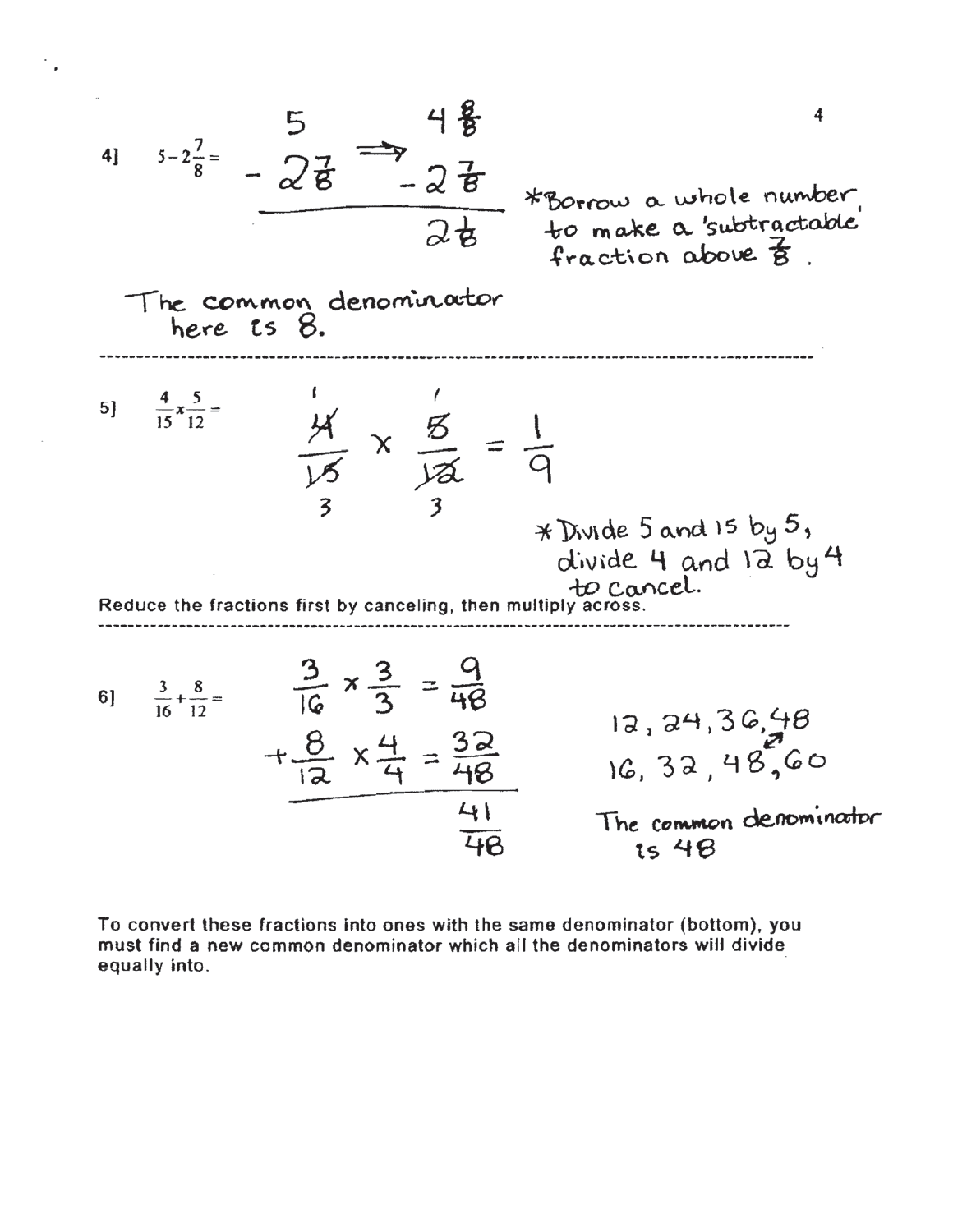4] $5 - 2\frac{7}{8} =$

$$
\begin{array}{r} 5 \\ -\,2\frac{7}{8} \end{array} \;\Longrightarrow\; \begin{array}{r} 4\frac{8}{8} \\ -\,2\frac{7}{8} \\ \hline 2\frac{1}{8} \end{array}
$$

*Borrow a whole number to make a 'subtractable' fraction above $\frac{7}{8}$.

The common denominator here is 8.

---

5] $\frac{4}{15} \times \frac{5}{12} =$

$$
\frac{\overset{1}{\cancel{4}}}{\underset{3}{\cancel{15}}} \times \frac{\overset{1}{\cancel{5}}}{\underset{3}{\cancel{12}}} = \frac{1}{9}
$$

*Divide 5 and 15 by 5, divide 4 and 12 by 4 to cancel.

Reduce the fractions first by canceling, then multiply across.

---

6] $\frac{3}{16} + \frac{8}{12} =$

$$
\begin{array}{r} \frac{3}{16} \times \frac{3}{3} = \frac{9}{48} \\ +\,\frac{8}{12} \times \frac{4}{4} = \frac{32}{48} \\ \hline \frac{41}{48} \end{array}
$$

12, 24, 36, 48
16, 32, 48, 60

The common denominator is 48

To convert these fractions into ones with the same denominator (bottom), you must find a new common denominator which all the denominators will divide equally into.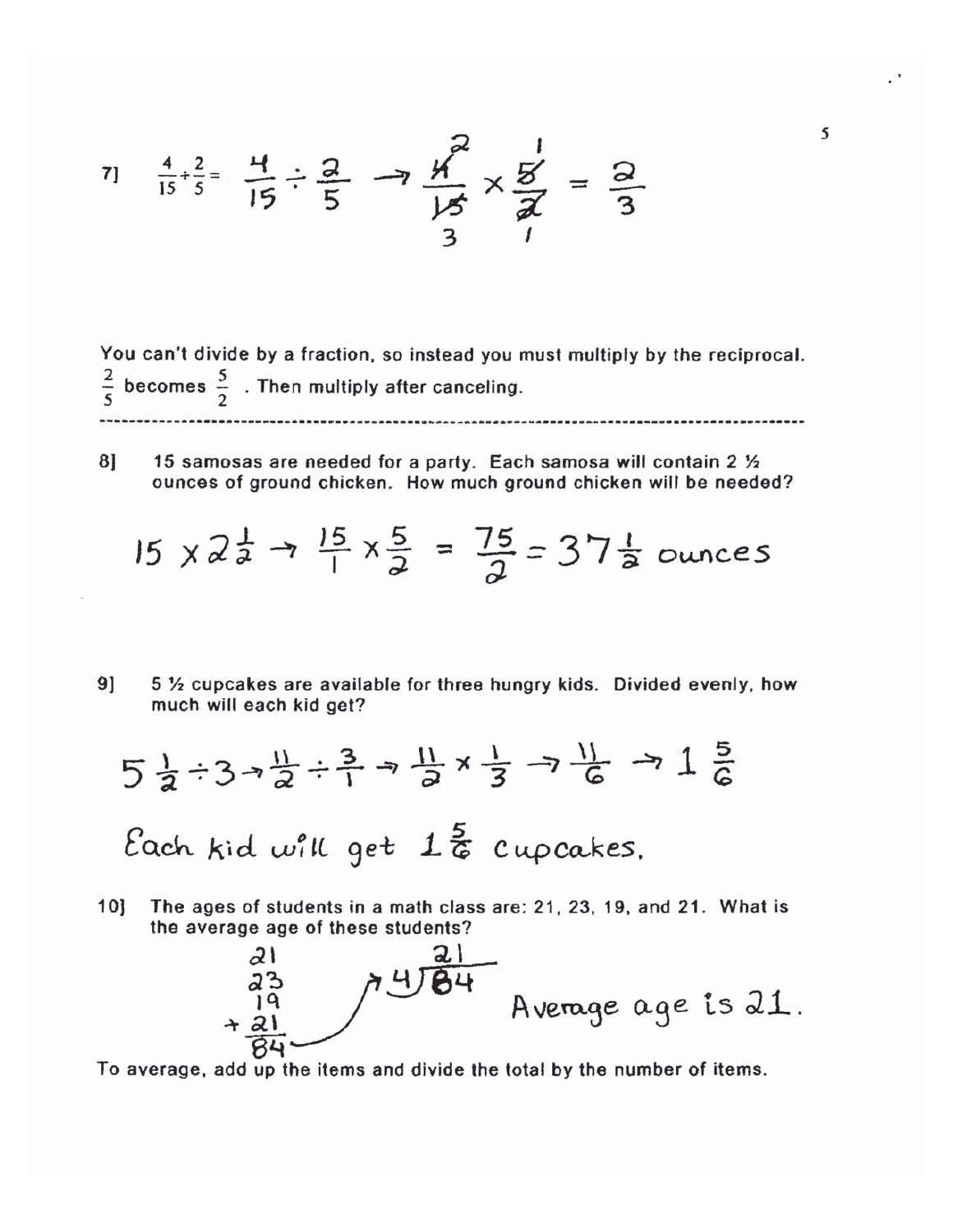7] $\frac{4}{15} \div \frac{2}{5} = \frac{4}{15} \div \frac{2}{5} \rightarrow \frac{\overset{2}{\cancel{4}}}{\underset{3}{\cancel{15}}} \times \frac{\overset{1}{\cancel{5}}}{\underset{1}{\cancel{2}}} = \frac{2}{3}$

You can't divide by a fraction, so instead you must multiply by the reciprocal. $\frac{2}{5}$ becomes $\frac{5}{2}$ . Then multiply after canceling.

---

8] 15 samosas are needed for a party. Each samosa will contain 2 ½ ounces of ground chicken. How much ground chicken will be needed?

$$15 \times 2\tfrac{1}{2} \rightarrow \frac{15}{1} \times \frac{5}{2} = \frac{75}{2} = 37\tfrac{1}{2} \text{ ounces}$$

9] 5 ½ cupcakes are available for three hungry kids. Divided evenly, how much will each kid get?

$$5\tfrac{1}{2} \div 3 \rightarrow \frac{11}{2} \div \frac{3}{1} \rightarrow \frac{11}{2} \times \frac{1}{3} \rightarrow \frac{11}{6} \rightarrow 1\tfrac{5}{6}$$

Each kid will get $1\frac{5}{6}$ cupcakes.

10] The ages of students in a math class are: 21, 23, 19, and 21. What is the average age of these students?

$21 + 23 + 19 + 21 = 84$

$84 \div 4 = 21$

Average age is 21.

To average, add up the items and divide the total by the number of items.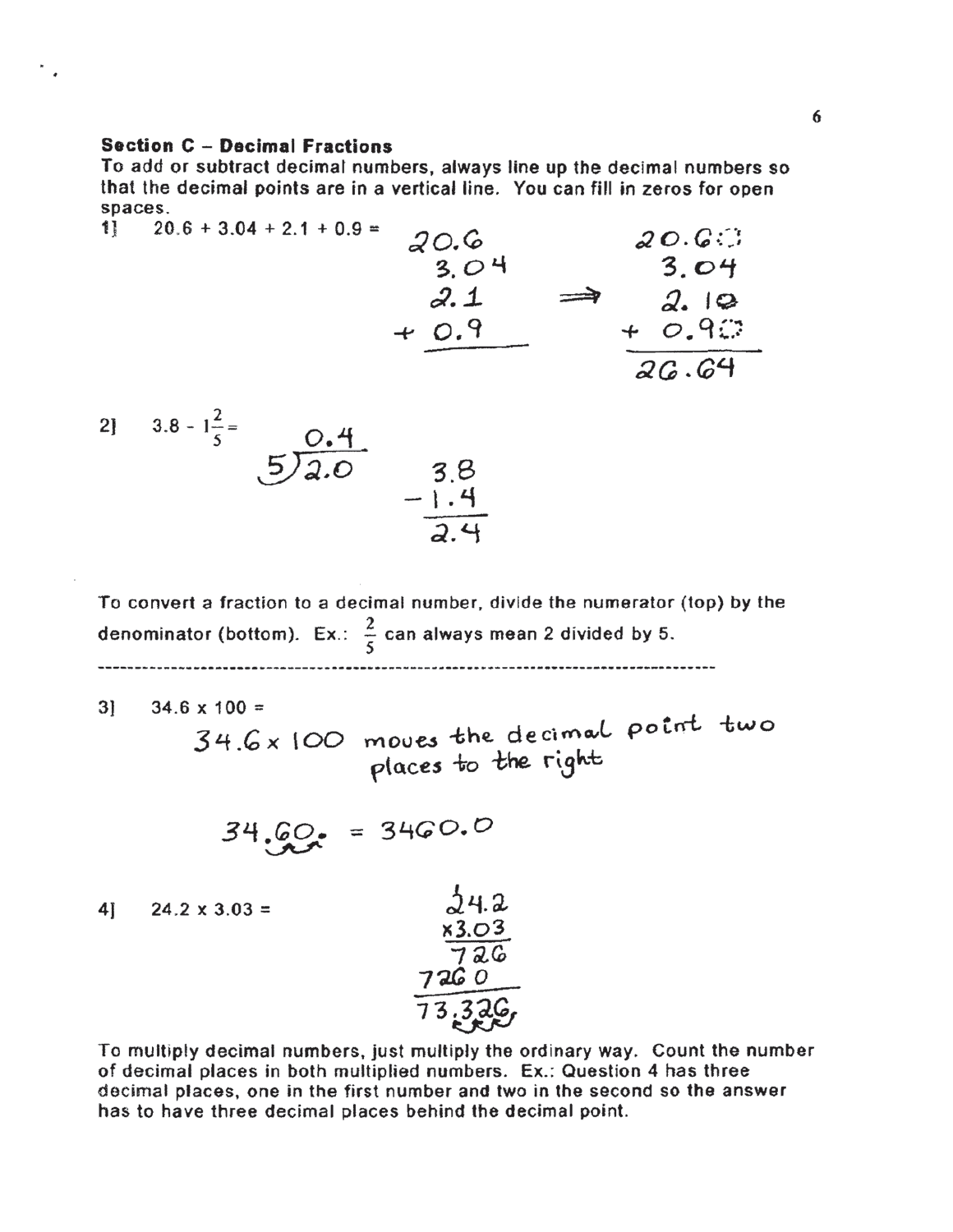### Section C – Decimal Fractions

**To add or subtract decimal numbers, always line up the decimal numbers so that the decimal points are in a vertical line. You can fill in zeros for open spaces.**

1] 20.6 + 3.04 + 2.1 + 0.9 =

```
  20.6            20.60
   3.04            3.04
   2.1     ==>     2.10
+  0.9          +  0.90
-------         -------
                  26.64
```

2] $3.8 - 1\frac{2}{5} =$

```
    0.4
5 ) 2.0        3.8
             - 1.4
             -----
               2.4
```

**To convert a fraction to a decimal number, divide the numerator (top) by the denominator (bottom). Ex.: $\frac{2}{5}$ can always mean 2 divided by 5.**

---

3] 34.6 x 100 =

34.6 x 100 moves the decimal point two places to the right

34.60. = 3460.0

4] 24.2 x 3.03 =

```
   24.2
 x 3.03
 ------
    726
  7260
 ------
 73.326
```

**To multiply decimal numbers, just multiply the ordinary way. Count the number of decimal places in both multiplied numbers. Ex.: Question 4 has three decimal places, one in the first number and two in the second so the answer has to have three decimal places behind the decimal point.**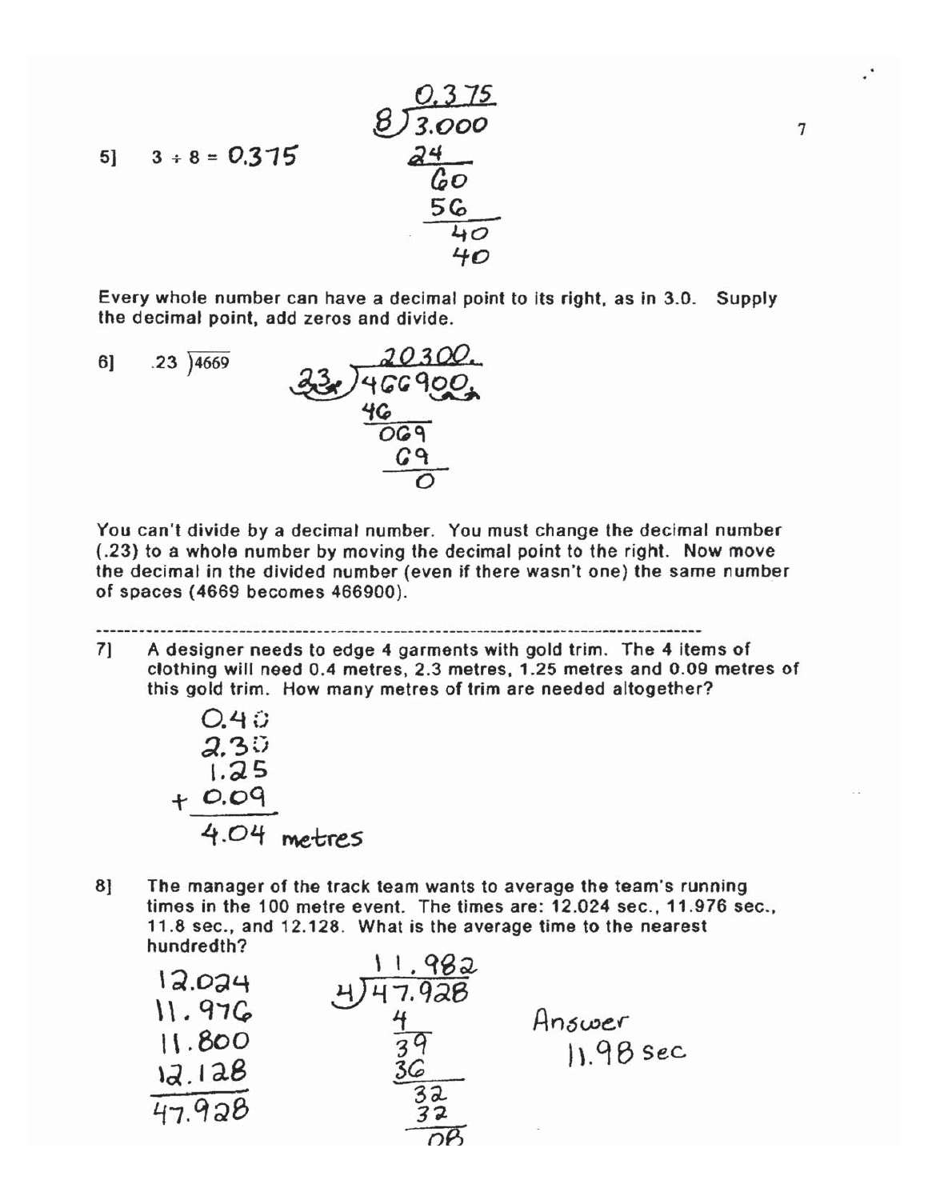5] $3 \div 8 = 0.375$

$$\begin{array}{r} 0.375 \\ 8\overline{)3.000} \\ \underline{24\phantom{00}} \\ 60\phantom{0} \\ \underline{56\phantom{0}} \\ 40 \\ 40 \end{array}$$

Every whole number can have a decimal point to its right, as in 3.0. Supply the decimal point, add zeros and divide.

6] $.23\overline{)4669}$

$$\begin{array}{r} 20300. \\ 23.\overline{)466900.} \\ \underline{46\phantom{0000}} \\ 069\phantom{00} \\ \underline{69\phantom{00}} \\ 0\phantom{00} \end{array}$$

You can't divide by a decimal number. You must change the decimal number (.23) to a whole number by moving the decimal point to the right. Now move the decimal in the divided number (even if there wasn't one) the same number of spaces (4669 becomes 466900).

---

7] A designer needs to edge 4 garments with gold trim. The 4 items of clothing will need 0.4 metres, 2.3 metres, 1.25 metres and 0.09 metres of this gold trim. How many metres of trim are needed altogether?

$$\begin{array}{r} 0.40 \\ 2.30 \\ 1.25 \\ + \; 0.09 \\ \hline 4.04 \end{array}$$

4.04 metres

8] The manager of the track team wants to average the team's running times in the 100 metre event. The times are: 12.024 sec., 11.976 sec., 11.8 sec., and 12.128. What is the average time to the nearest hundredth?

$$\begin{array}{r} 12.024 \\ 11.976 \\ 11.800 \\ 12.128 \\ \hline 47.928 \end{array}$$

$$\begin{array}{r} 11.982 \\ 4\overline{)47.928} \\ \underline{4\phantom{0.000}} \\ 39\phantom{0} \\ \underline{36\phantom{0}} \\ 32 \\ 32 \\ \hline 08 \end{array}$$

Answer
11.98 sec